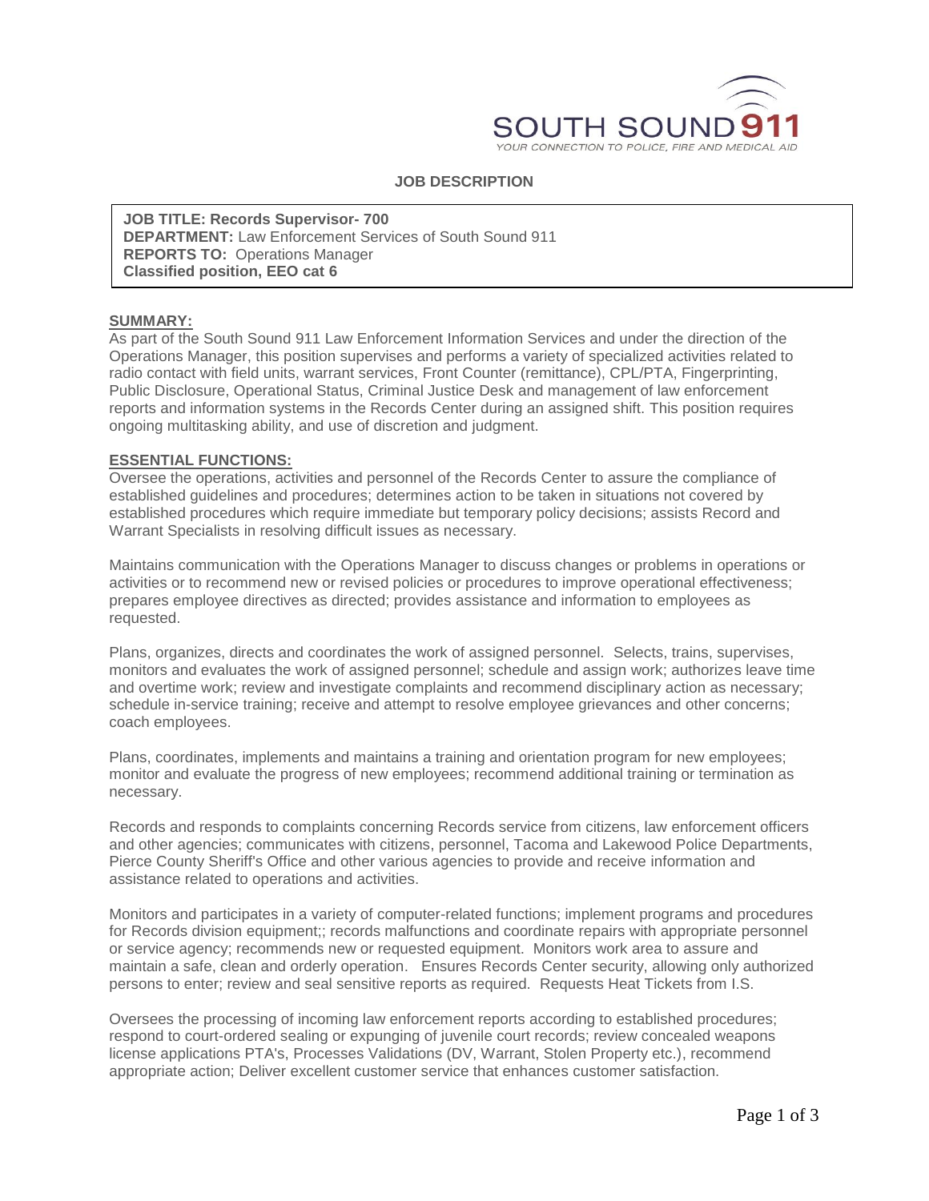SOUTH SOUND 911

YOUR CONNECTION TO POLICE, FIRE AND MEDICAL AID

## JOB DESCRIPTION

**JOB TITLE: Records Supervisor- 700**
**DEPARTMENT:** Law Enforcement Services of South Sound 911
**REPORTS TO:** Operations Manager
**Classified position, EEO cat 6**

**SUMMARY:**

As part of the South Sound 911 Law Enforcement Information Services and under the direction of the Operations Manager, this position supervises and performs a variety of specialized activities related to radio contact with field units, warrant services, Front Counter (remittance), CPL/PTA, Fingerprinting, Public Disclosure, Operational Status, Criminal Justice Desk and management of law enforcement reports and information systems in the Records Center during an assigned shift. This position requires ongoing multitasking ability, and use of discretion and judgment.

**ESSENTIAL FUNCTIONS:**

Oversee the operations, activities and personnel of the Records Center to assure the compliance of established guidelines and procedures; determines action to be taken in situations not covered by established procedures which require immediate but temporary policy decisions; assists Record and Warrant Specialists in resolving difficult issues as necessary.

Maintains communication with the Operations Manager to discuss changes or problems in operations or activities or to recommend new or revised policies or procedures to improve operational effectiveness; prepares employee directives as directed; provides assistance and information to employees as requested.

Plans, organizes, directs and coordinates the work of assigned personnel. Selects, trains, supervises, monitors and evaluates the work of assigned personnel; schedule and assign work; authorizes leave time and overtime work; review and investigate complaints and recommend disciplinary action as necessary; schedule in-service training; receive and attempt to resolve employee grievances and other concerns; coach employees.

Plans, coordinates, implements and maintains a training and orientation program for new employees; monitor and evaluate the progress of new employees; recommend additional training or termination as necessary.

Records and responds to complaints concerning Records service from citizens, law enforcement officers and other agencies; communicates with citizens, personnel, Tacoma and Lakewood Police Departments, Pierce County Sheriff's Office and other various agencies to provide and receive information and assistance related to operations and activities.

Monitors and participates in a variety of computer-related functions; implement programs and procedures for Records division equipment;; records malfunctions and coordinate repairs with appropriate personnel or service agency; recommends new or requested equipment. Monitors work area to assure and maintain a safe, clean and orderly operation. Ensures Records Center security, allowing only authorized persons to enter; review and seal sensitive reports as required. Requests Heat Tickets from I.S.

Oversees the processing of incoming law enforcement reports according to established procedures; respond to court-ordered sealing or expunging of juvenile court records; review concealed weapons license applications PTA's, Processes Validations (DV, Warrant, Stolen Property etc.), recommend appropriate action; Deliver excellent customer service that enhances customer satisfaction.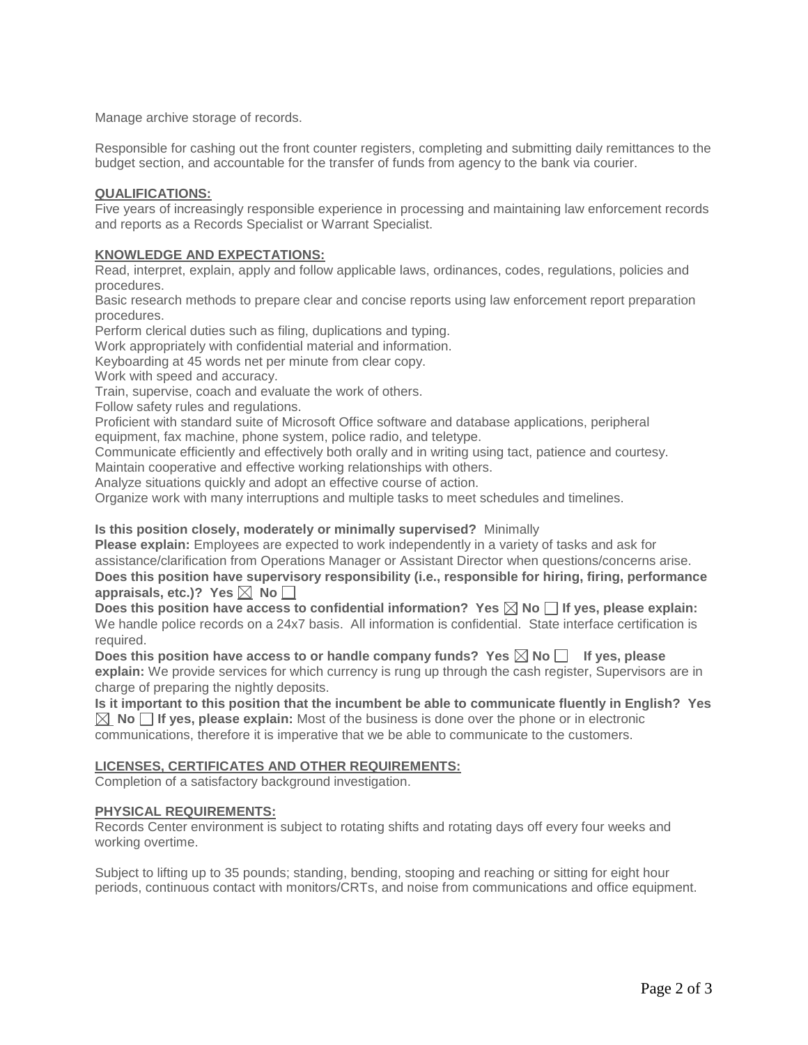Manage archive storage of records.

Responsible for cashing out the front counter registers, completing and submitting daily remittances to the budget section, and accountable for the transfer of funds from agency to the bank via courier.

**QUALIFICATIONS:**

Five years of increasingly responsible experience in processing and maintaining law enforcement records and reports as a Records Specialist or Warrant Specialist.

**KNOWLEDGE AND EXPECTATIONS:**

Read, interpret, explain, apply and follow applicable laws, ordinances, codes, regulations, policies and procedures.
Basic research methods to prepare clear and concise reports using law enforcement report preparation procedures.
Perform clerical duties such as filing, duplications and typing.
Work appropriately with confidential material and information.
Keyboarding at 45 words net per minute from clear copy.
Work with speed and accuracy.
Train, supervise, coach and evaluate the work of others.
Follow safety rules and regulations.
Proficient with standard suite of Microsoft Office software and database applications, peripheral equipment, fax machine, phone system, police radio, and teletype.
Communicate efficiently and effectively both orally and in writing using tact, patience and courtesy.
Maintain cooperative and effective working relationships with others.
Analyze situations quickly and adopt an effective course of action.
Organize work with many interruptions and multiple tasks to meet schedules and timelines.

**Is this position closely, moderately or minimally supervised?** Minimally
**Please explain:** Employees are expected to work independently in a variety of tasks and ask for assistance/clarification from Operations Manager or Assistant Director when questions/concerns arise.
**Does this position have supervisory responsibility (i.e., responsible for hiring, firing, performance appraisals, etc.)? Yes ☒ No ☐**
**Does this position have access to confidential information? Yes ☒ No ☐ If yes, please explain:** We handle police records on a 24x7 basis. All information is confidential. State interface certification is required.
**Does this position have access to or handle company funds? Yes ☒ No ☐ If yes, please explain:** We provide services for which currency is rung up through the cash register, Supervisors are in charge of preparing the nightly deposits.
**Is it important to this position that the incumbent be able to communicate fluently in English? Yes ☒ No ☐ If yes, please explain:** Most of the business is done over the phone or in electronic communications, therefore it is imperative that we be able to communicate to the customers.

**LICENSES, CERTIFICATES AND OTHER REQUIREMENTS:**

Completion of a satisfactory background investigation.

**PHYSICAL REQUIREMENTS:**

Records Center environment is subject to rotating shifts and rotating days off every four weeks and working overtime.

Subject to lifting up to 35 pounds; standing, bending, stooping and reaching or sitting for eight hour periods, continuous contact with monitors/CRTs, and noise from communications and office equipment.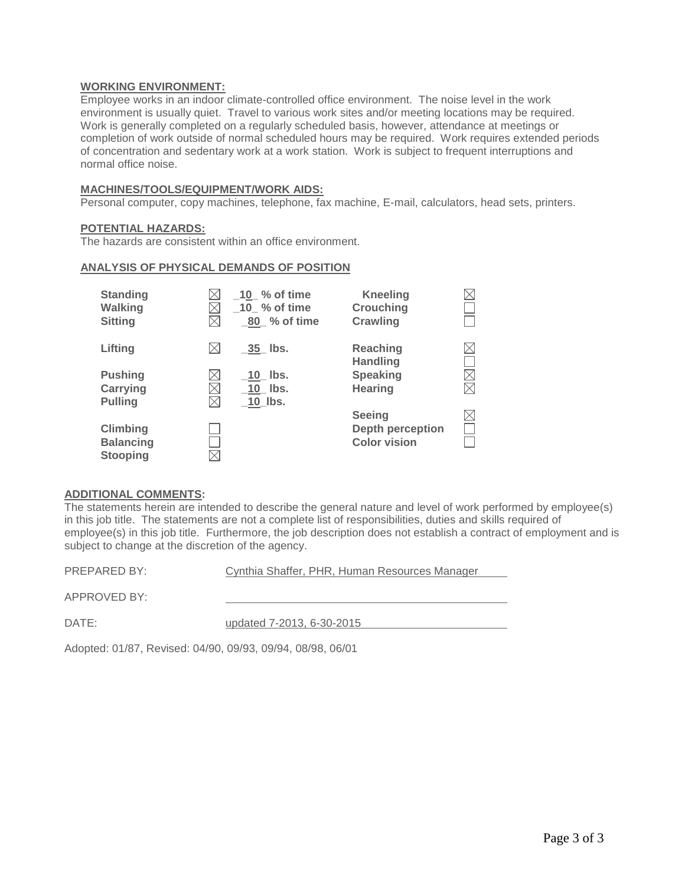**WORKING ENVIRONMENT:**
Employee works in an indoor climate-controlled office environment. The noise level in the work environment is usually quiet. Travel to various work sites and/or meeting locations may be required. Work is generally completed on a regularly scheduled basis, however, attendance at meetings or completion of work outside of normal scheduled hours may be required. Work requires extended periods of concentration and sedentary work at a work station. Work is subject to frequent interruptions and normal office noise.

**MACHINES/TOOLS/EQUIPMENT/WORK AIDS:**
Personal computer, copy machines, telephone, fax machine, E-mail, calculators, head sets, printers.

**POTENTIAL HAZARDS:**
The hazards are consistent within an office environment.

**ANALYSIS OF PHYSICAL DEMANDS OF POSITION**

| | | | | |
|---|---|---|---|---|
| **Standing** | ☒ | _10_ % of time | **Kneeling** | ☒ |
| **Walking** | ☒ | _10_ % of time | **Crouching** | ☐ |
| **Sitting** | ☒ | _80_ % of time | **Crawling** | ☐ |
| **Lifting** | ☒ | _35_ lbs. | **Reaching** | ☒ |
| | | | **Handling** | ☐ |
| **Pushing** | ☒ | _10_ lbs. | **Speaking** | ☒ |
| **Carrying** | ☒ | _10_ lbs. | **Hearing** | ☒ |
| **Pulling** | ☒ | _10_lbs. | | |
| | | | **Seeing** | ☒ |
| **Climbing** | ☐ | | **Depth perception** | ☐ |
| **Balancing** | ☐ | | **Color vision** | ☐ |
| **Stooping** | ☒ | | | |

**ADDITIONAL COMMENTS:**
The statements herein are intended to describe the general nature and level of work performed by employee(s) in this job title. The statements are not a complete list of responsibilities, duties and skills required of employee(s) in this job title. Furthermore, the job description does not establish a contract of employment and is subject to change at the discretion of the agency.

PREPARED BY: Cynthia Shaffer, PHR, Human Resources Manager

APPROVED BY: ______________________

DATE: updated 7-2013, 6-30-2015

Adopted: 01/87, Revised: 04/90, 09/93, 09/94, 08/98, 06/01